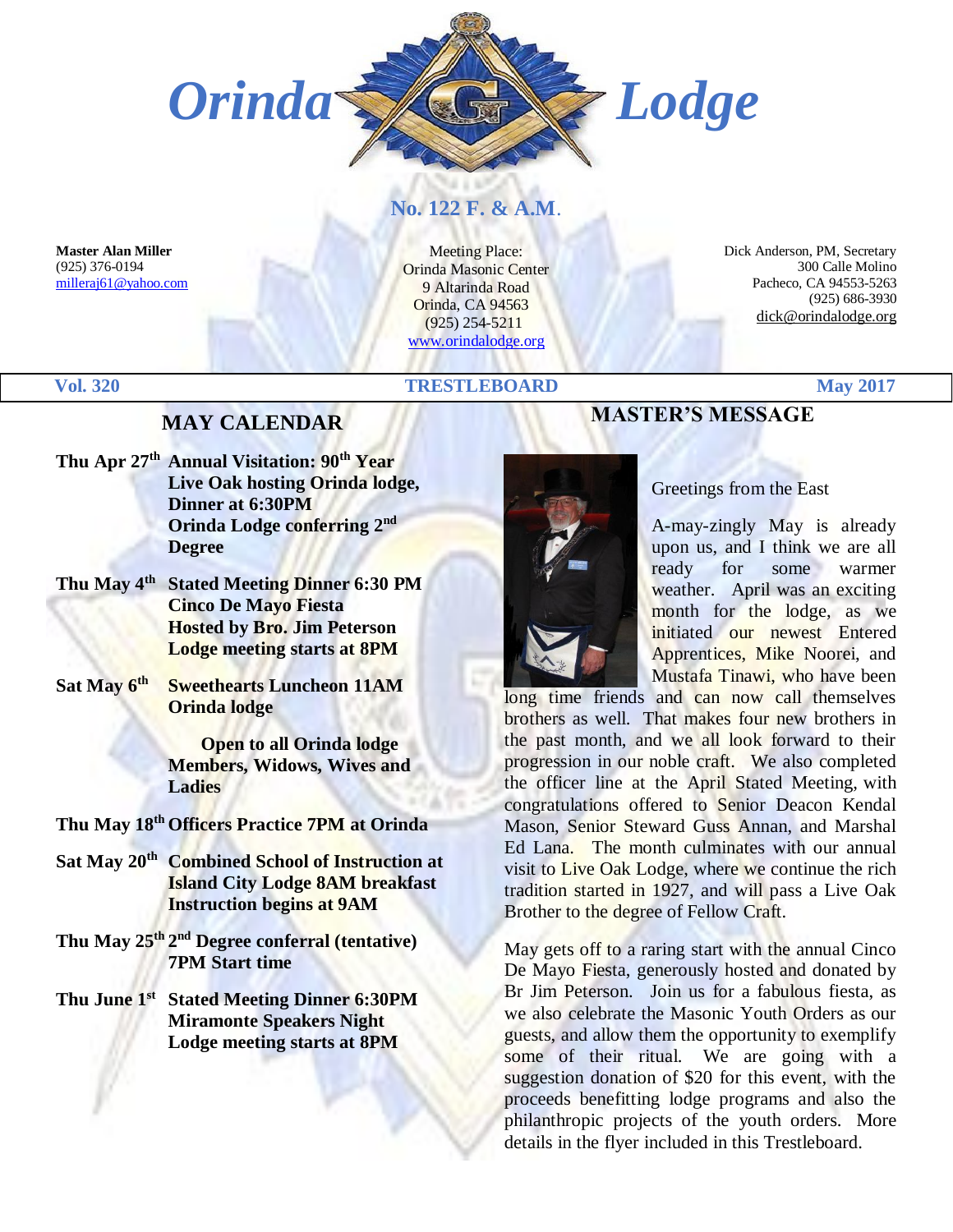# Orinda Lodge

## No. 122 F. & A.M.

**Master Alan Miller**
(925) 376-0194
milleraj61@yahoo.com

Meeting Place:
Orinda Masonic Center
9 Altarinda Road
Orinda, CA 94563
(925) 254-5211
www.orindalodge.org

Dick Anderson, PM, Secretary
300 Calle Molino
Pacheco, CA 94553-5263
(925) 686-3930
dick@orindalodge.org

**Vol. 320** | **TRESTLEBOARD** | **May 2017**

## MAY CALENDAR

**Thu Apr 27th** **Annual Visitation: 90th Year**
**Live Oak hosting Orinda lodge,**
**Dinner at 6:30PM**
**Orinda Lodge conferring 2nd Degree**

**Thu May 4th** **Stated Meeting Dinner 6:30 PM**
**Cinco De Mayo Fiesta**
**Hosted by Bro. Jim Peterson**
**Lodge meeting starts at 8PM**

**Sat May 6th** **Sweethearts Luncheon 11AM**
**Orinda lodge**

**Open to all Orinda lodge Members, Widows, Wives and Ladies**

**Thu May 18th** **Officers Practice 7PM at Orinda**

**Sat May 20th** **Combined School of Instruction at Island City Lodge 8AM breakfast**
**Instruction begins at 9AM**

**Thu May 25th** **2nd Degree conferral (tentative)**
**7PM Start time**

**Thu June 1st** **Stated Meeting Dinner 6:30PM**
**Miramonte Speakers Night**
**Lodge meeting starts at 8PM**

## MASTER'S MESSAGE

Greetings from the East

A-may-zingly May is already upon us, and I think we are all ready for some warmer weather. April was an exciting month for the lodge, as we initiated our newest Entered Apprentices, Mike Noorei, and Mustafa Tinawi, who have been long time friends and can now call themselves brothers as well. That makes four new brothers in the past month, and we all look forward to their progression in our noble craft. We also completed the officer line at the April Stated Meeting, with congratulations offered to Senior Deacon Kendal Mason, Senior Steward Guss Annan, and Marshal Ed Lana. The month culminates with our annual visit to Live Oak Lodge, where we continue the rich tradition started in 1927, and will pass a Live Oak Brother to the degree of Fellow Craft.

May gets off to a raring start with the annual Cinco De Mayo Fiesta, generously hosted and donated by Br Jim Peterson. Join us for a fabulous fiesta, as we also celebrate the Masonic Youth Orders as our guests, and allow them the opportunity to exemplify some of their ritual. We are going with a suggestion donation of $20 for this event, with the proceeds benefitting lodge programs and also the philanthropic projects of the youth orders. More details in the flyer included in this Trestleboard.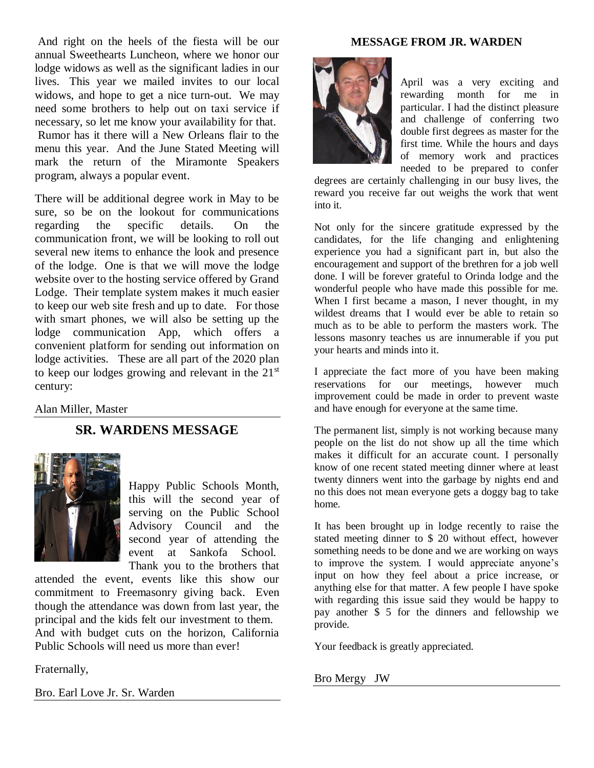And right on the heels of the fiesta will be our annual Sweethearts Luncheon, where we honor our lodge widows as well as the significant ladies in our lives. This year we mailed invites to our local widows, and hope to get a nice turn-out. We may need some brothers to help out on taxi service if necessary, so let me know your availability for that. Rumor has it there will a New Orleans flair to the menu this year. And the June Stated Meeting will mark the return of the Miramonte Speakers program, always a popular event.

There will be additional degree work in May to be sure, so be on the lookout for communications regarding the specific details. On the communication front, we will be looking to roll out several new items to enhance the look and presence of the lodge. One is that we will move the lodge website over to the hosting service offered by Grand Lodge. Their template system makes it much easier to keep our web site fresh and up to date. For those with smart phones, we will also be setting up the lodge communication App, which offers a convenient platform for sending out information on lodge activities. These are all part of the 2020 plan to keep our lodges growing and relevant in the 21st century:

Alan Miller, Master

## SR. WARDENS MESSAGE

Happy Public Schools Month, this will the second year of serving on the Public School Advisory Council and the second year of attending the event at Sankofa School. Thank you to the brothers that attended the event, events like this show our commitment to Freemasonry giving back. Even though the attendance was down from last year, the principal and the kids felt our investment to them. And with budget cuts on the horizon, California Public Schools will need us more than ever!

Fraternally,

Bro. Earl Love Jr. Sr. Warden

## MESSAGE FROM JR. WARDEN

April was a very exciting and rewarding month for me in particular. I had the distinct pleasure and challenge of conferring two double first degrees as master for the first time. While the hours and days of memory work and practices needed to be prepared to confer degrees are certainly challenging in our busy lives, the reward you receive far out weighs the work that went into it.

Not only for the sincere gratitude expressed by the candidates, for the life changing and enlightening experience you had a significant part in, but also the encouragement and support of the brethren for a job well done. I will be forever grateful to Orinda lodge and the wonderful people who have made this possible for me. When I first became a mason, I never thought, in my wildest dreams that I would ever be able to retain so much as to be able to perform the masters work. The lessons masonry teaches us are innumerable if you put your hearts and minds into it.

I appreciate the fact more of you have been making reservations for our meetings, however much improvement could be made in order to prevent waste and have enough for everyone at the same time.

The permanent list, simply is not working because many people on the list do not show up all the time which makes it difficult for an accurate count. I personally know of one recent stated meeting dinner where at least twenty dinners went into the garbage by nights end and no this does not mean everyone gets a doggy bag to take home.

It has been brought up in lodge recently to raise the stated meeting dinner to $ 20 without effect, however something needs to be done and we are working on ways to improve the system. I would appreciate anyone's input on how they feel about a price increase, or anything else for that matter. A few people I have spoke with regarding this issue said they would be happy to pay another $ 5 for the dinners and fellowship we provide.

Your feedback is greatly appreciated.

Bro Mergy JW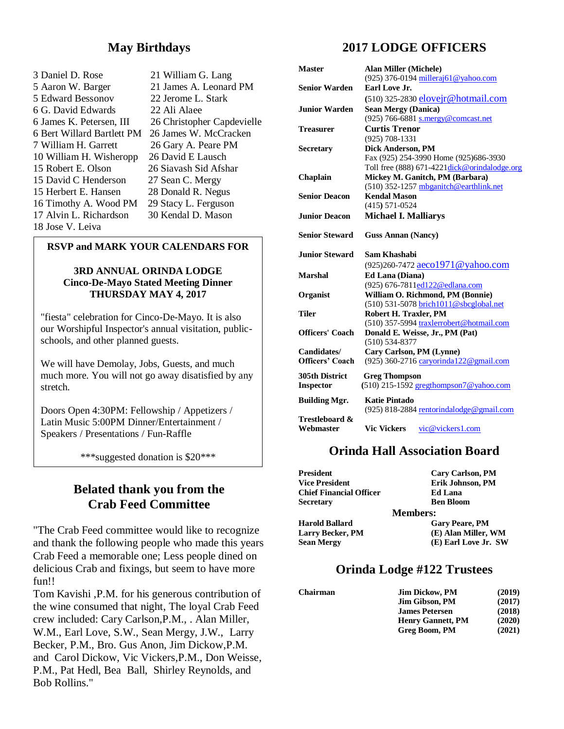## May Birthdays

| | |
|---|---|
| 3 Daniel D. Rose | 21 William G. Lang |
| 5 Aaron W. Barger | 21 James A. Leonard PM |
| 5 Edward Bessonov | 22 Jerome L. Stark |
| 6 G. David Edwards | 22 Ali Alaee |
| 6 James K. Petersen, III | 26 Christopher Capdevielle |
| 6 Bert Willard Bartlett PM | 26 James W. McCracken |
| 7 William H. Garrett | 26 Gary A. Peare PM |
| 10 William H. Wisheropp | 26 David E Lausch |
| 15 Robert E. Olson | 26 Siavash Sid Afshar |
| 15 David C Henderson | 27 Sean C. Mergy |
| 15 Herbert E. Hansen | 28 Donald R. Negus |
| 16 Timothy A. Wood PM | 29 Stacy L. Ferguson |
| 17 Alvin L. Richardson | 30 Kendal D. Mason |
| 18 Jose V. Leiva | |

**RSVP and MARK YOUR CALENDARS FOR**

**3RD ANNUAL ORINDA LODGE**
**Cinco-De-Mayo Stated Meeting Dinner**
**THURSDAY MAY 4, 2017**

"fiesta" celebration for Cinco-De-Mayo. It is also our Worshipful Inspector's annual visitation, public-schools, and other planned guests.

We will have Demolay, Jobs, Guests, and much much more. You will not go away disatisfied by any stretch.

Doors Open 4:30PM: Fellowship / Appetizers / Latin Music 5:00PM Dinner/Entertainment / Speakers / Presentations / Fun-Raffle

***suggested donation is $20***

## Belated thank you from the Crab Feed Committee

"The Crab Feed committee would like to recognize and thank the following people who made this years Crab Feed a memorable one; Less people dined on delicious Crab and fixings, but seem to have more fun!!

Tom Kavishi ,P.M. for his generous contribution of the wine consumed that night, The loyal Crab Feed crew included: Cary Carlson,P.M., . Alan Miller, W.M., Earl Love, S.W., Sean Mergy, J.W., Larry Becker, P.M., Bro. Gus Anon, Jim Dickow,P.M. and Carol Dickow, Vic Vickers,P.M., Don Weisse, P.M., Pat Hedl, Bea Ball, Shirley Reynolds, and Bob Rollins."

## 2017 LODGE OFFICERS

| Office | Officer |
|---|---|
| **Master** | **Alan Miller (Michele)** (925) 376-0194 milleraj61@yahoo.com |
| **Senior Warden** | **Earl Love Jr.** (510) 325-2830 elovejr@hotmail.com |
| **Junior Warden** | **Sean Mergy (Danica)** (925) 766-6881 s.mergy@comcast.net |
| **Treasurer** | **Curtis Trenor** (925) 708-1331 |
| **Secretary** | **Dick Anderson, PM** Fax (925) 254-3990 Home (925)686-3930 Toll free (888) 671-4221 dick@orindalodge.org |
| **Chaplain** | **Mickey M. Ganitch, PM (Barbara)** (510) 352-1257 mbganitch@earthlink.net |
| **Senior Deacon** | **Kendal Mason** (415) 571-0524 |
| **Junior Deacon** | **Michael I. Malliarys** |
| **Senior Steward** | **Guss Annan (Nancy)** |
| **Junior Steward** | **Sam Khashabi** (925)260-7472 aeco1971@yahoo.com |
| **Marshal** | **Ed Lana (Diana)** (925) 676-7811 ed122@edlana.com |
| **Organist** | **William O. Richmond, PM (Bonnie)** (510) 531-5078 brich1011@sbcglobal.net |
| **Tiler** | **Robert H. Traxler, PM** (510) 357-5994 traxlerrobert@hotmail.com |
| **Officers' Coach** | **Donald E. Weisse, Jr., PM (Pat)** (510) 534-8377 |
| **Candidates/ Officers' Coach** | **Cary Carlson, PM (Lynne)** (925) 360-2716 caryorinda122@gmail.com |
| **305th District Inspector** | **Greg Thompson** (510) 215-1592 gregthompson7@yahoo.com |
| **Building Mgr.** | **Katie Pintado** (925) 818-2884 rentorindalodge@gmail.com |
| **Trestleboard & Webmaster** | **Vic Vickers** vic@vickers1.com |

## Orinda Hall Association Board

| | |
|---|---|
| **President** | **Cary Carlson, PM** |
| **Vice President** | **Erik Johnson, PM** |
| **Chief Financial Officer** | **Ed Lana** |
| **Secretary** | **Ben Bloom** |

**Members:**

| | |
|---|---|
| **Harold Ballard** | **Gary Peare, PM** |
| **Larry Becker, PM** | **(E) Alan Miller, WM** |
| **Sean Mergy** | **(E) Earl Love Jr. SW** |

## Orinda Lodge #122 Trustees

| | | |
|---|---|---|
| **Chairman** | **Jim Dickow, PM** | **(2019)** |
| | **Jim Gibson, PM** | **(2017)** |
| | **James Petersen** | **(2018)** |
| | **Henry Gannett, PM** | **(2020)** |
| | **Greg Boom, PM** | **(2021)** |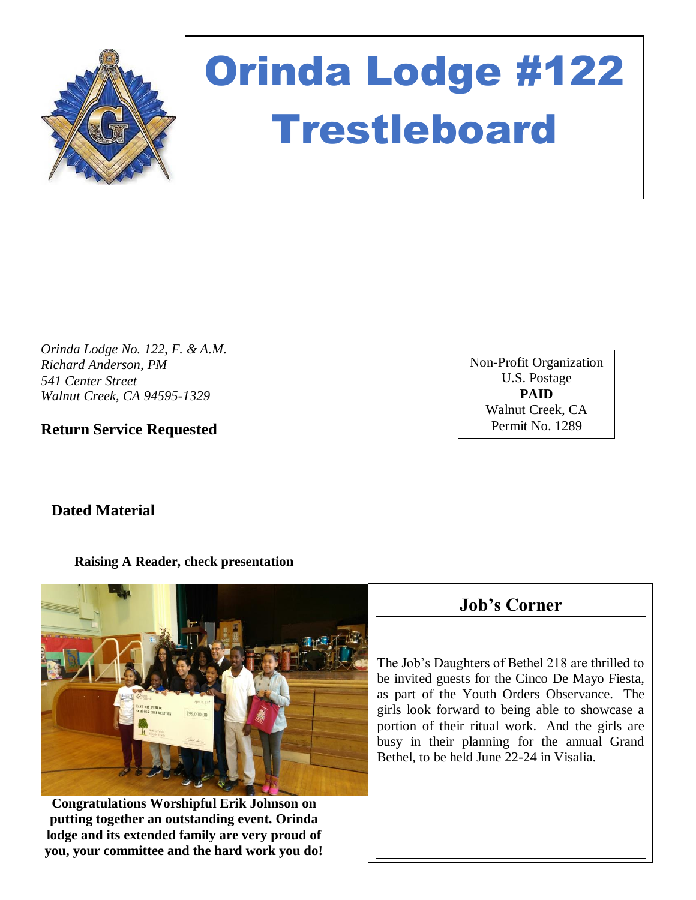# Orinda Lodge #122 Trestleboard

*Orinda Lodge No. 122, F. & A.M.*
*Richard Anderson, PM*
*541 Center Street*
*Walnut Creek, CA 94595-1329*

**Return Service Requested**

Non-Profit Organization
U.S. Postage
**PAID**
Walnut Creek, CA
Permit No. 1289

**Dated Material**

**Raising A Reader, check presentation**

**Congratulations Worshipful Erik Johnson on putting together an outstanding event. Orinda lodge and its extended family are very proud of you, your committee and the hard work you do!**

## Job's Corner

The Job's Daughters of Bethel 218 are thrilled to be invited guests for the Cinco De Mayo Fiesta, as part of the Youth Orders Observance. The girls look forward to being able to showcase a portion of their ritual work. And the girls are busy in their planning for the annual Grand Bethel, to be held June 22-24 in Visalia.